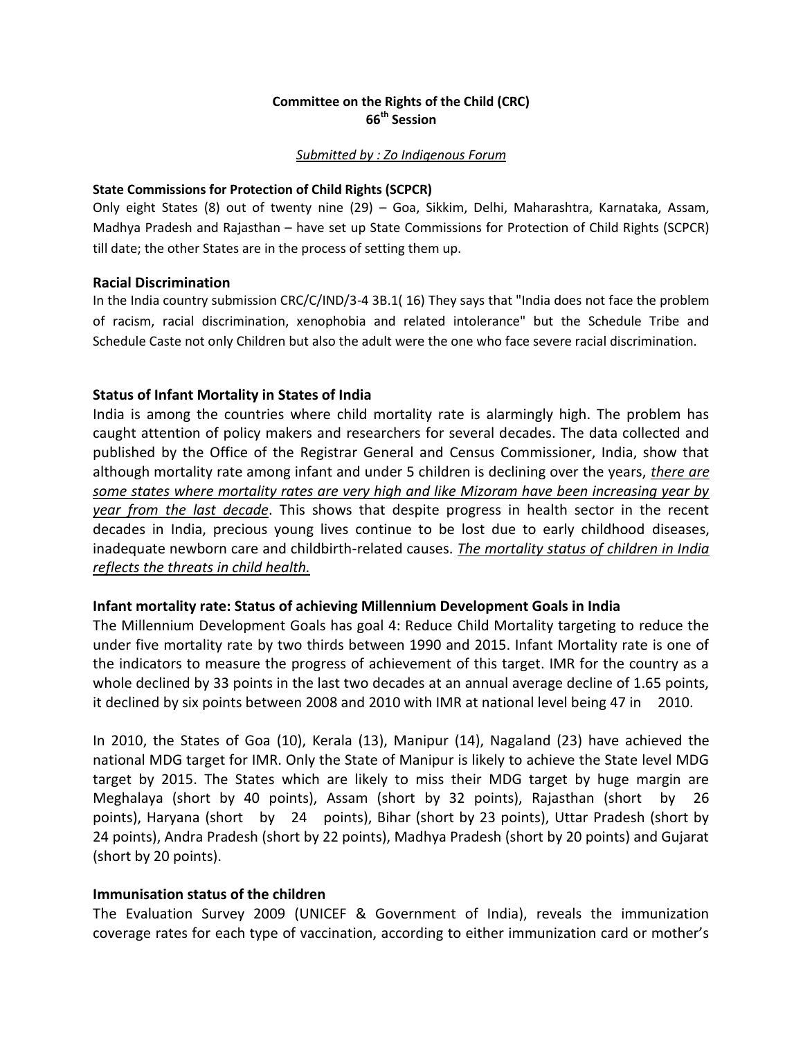**Committee on the Rights of the Child (CRC)**
**66th Session**

*Submitted by : Zo Indigenous Forum*

### State Commissions for Protection of Child Rights (SCPCR)

Only eight States (8) out of twenty nine (29) – Goa, Sikkim, Delhi, Maharashtra, Karnataka, Assam, Madhya Pradesh and Rajasthan – have set up State Commissions for Protection of Child Rights (SCPCR) till date; the other States are in the process of setting them up.

### Racial Discrimination

In the India country submission CRC/C/IND/3-4 3B.1( 16) They says that "India does not face the problem of racism, racial discrimination, xenophobia and related intolerance" but the Schedule Tribe and Schedule Caste not only Children but also the adult were the one who face severe racial discrimination.

### Status of Infant Mortality in States of India

India is among the countries where child mortality rate is alarmingly high. The problem has caught attention of policy makers and researchers for several decades. The data collected and published by the Office of the Registrar General and Census Commissioner, India, show that although mortality rate among infant and under 5 children is declining over the years, *there are some states where mortality rates are very high and like Mizoram have been increasing year by year from the last decade*. This shows that despite progress in health sector in the recent decades in India, precious young lives continue to be lost due to early childhood diseases, inadequate newborn care and childbirth-related causes. *The mortality status of children in India reflects the threats in child health.*

### Infant mortality rate: Status of achieving Millennium Development Goals in India

The Millennium Development Goals has goal 4: Reduce Child Mortality targeting to reduce the under five mortality rate by two thirds between 1990 and 2015. Infant Mortality rate is one of the indicators to measure the progress of achievement of this target. IMR for the country as a whole declined by 33 points in the last two decades at an annual average decline of 1.65 points, it declined by six points between 2008 and 2010 with IMR at national level being 47 in 2010.

In 2010, the States of Goa (10), Kerala (13), Manipur (14), Nagaland (23) have achieved the national MDG target for IMR. Only the State of Manipur is likely to achieve the State level MDG target by 2015. The States which are likely to miss their MDG target by huge margin are Meghalaya (short by 40 points), Assam (short by 32 points), Rajasthan (short by 26 points), Haryana (short by 24 points), Bihar (short by 23 points), Uttar Pradesh (short by 24 points), Andra Pradesh (short by 22 points), Madhya Pradesh (short by 20 points) and Gujarat (short by 20 points).

### Immunisation status of the children

The Evaluation Survey 2009 (UNICEF & Government of India), reveals the immunization coverage rates for each type of vaccination, according to either immunization card or mother's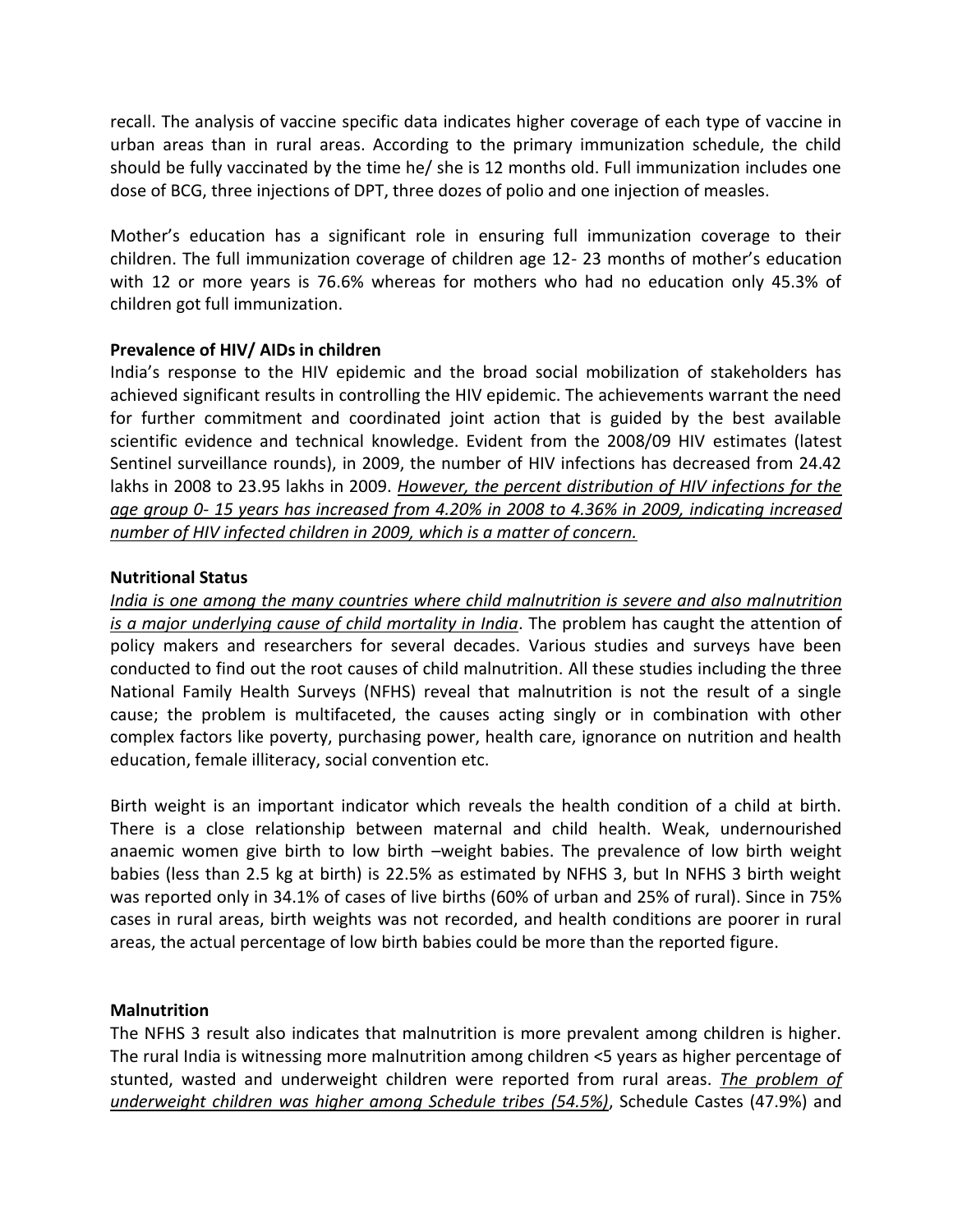recall. The analysis of vaccine specific data indicates higher coverage of each type of vaccine in urban areas than in rural areas. According to the primary immunization schedule, the child should be fully vaccinated by the time he/ she is 12 months old. Full immunization includes one dose of BCG, three injections of DPT, three dozes of polio and one injection of measles.

Mother's education has a significant role in ensuring full immunization coverage to their children. The full immunization coverage of children age 12- 23 months of mother's education with 12 or more years is 76.6% whereas for mothers who had no education only 45.3% of children got full immunization.

**Prevalence of HIV/ AIDs in children**

India's response to the HIV epidemic and the broad social mobilization of stakeholders has achieved significant results in controlling the HIV epidemic. The achievements warrant the need for further commitment and coordinated joint action that is guided by the best available scientific evidence and technical knowledge. Evident from the 2008/09 HIV estimates (latest Sentinel surveillance rounds), in 2009, the number of HIV infections has decreased from 24.42 lakhs in 2008 to 23.95 lakhs in 2009. *However, the percent distribution of HIV infections for the age group 0- 15 years has increased from 4.20% in 2008 to 4.36% in 2009, indicating increased number of HIV infected children in 2009, which is a matter of concern.*

**Nutritional Status**

*India is one among the many countries where child malnutrition is severe and also malnutrition is a major underlying cause of child mortality in India*. The problem has caught the attention of policy makers and researchers for several decades. Various studies and surveys have been conducted to find out the root causes of child malnutrition. All these studies including the three National Family Health Surveys (NFHS) reveal that malnutrition is not the result of a single cause; the problem is multifaceted, the causes acting singly or in combination with other complex factors like poverty, purchasing power, health care, ignorance on nutrition and health education, female illiteracy, social convention etc.

Birth weight is an important indicator which reveals the health condition of a child at birth. There is a close relationship between maternal and child health. Weak, undernourished anaemic women give birth to low birth –weight babies. The prevalence of low birth weight babies (less than 2.5 kg at birth) is 22.5% as estimated by NFHS 3, but In NFHS 3 birth weight was reported only in 34.1% of cases of live births (60% of urban and 25% of rural). Since in 75% cases in rural areas, birth weights was not recorded, and health conditions are poorer in rural areas, the actual percentage of low birth babies could be more than the reported figure.

**Malnutrition**

The NFHS 3 result also indicates that malnutrition is more prevalent among children is higher. The rural India is witnessing more malnutrition among children <5 years as higher percentage of stunted, wasted and underweight children were reported from rural areas. *The problem of underweight children was higher among Schedule tribes (54.5%)*, Schedule Castes (47.9%) and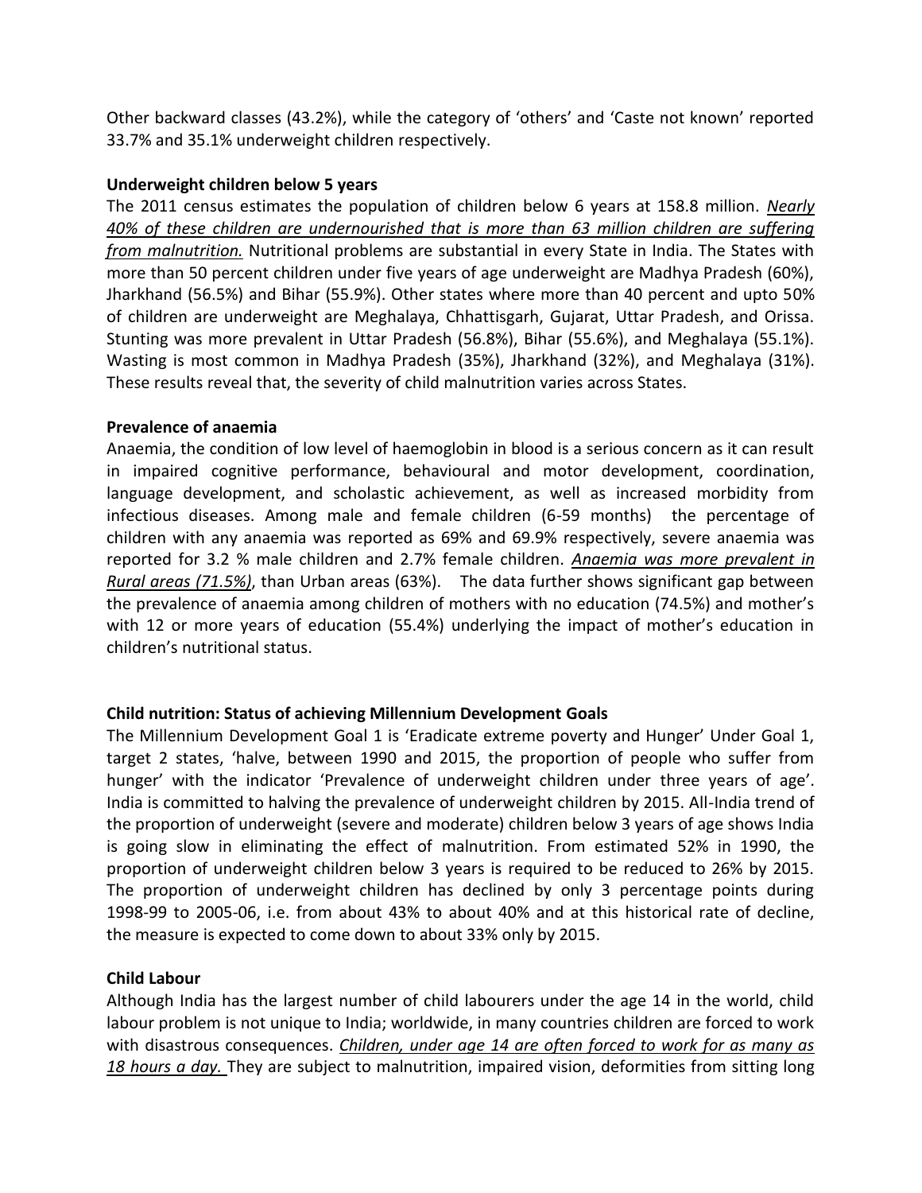Other backward classes (43.2%), while the category of 'others' and 'Caste not known' reported 33.7% and 35.1% underweight children respectively.

**Underweight children below 5 years**

The 2011 census estimates the population of children below 6 years at 158.8 million. *<u>Nearly 40% of these children are undernourished that is more than 63 million children are suffering from malnutrition.</u>* Nutritional problems are substantial in every State in India. The States with more than 50 percent children under five years of age underweight are Madhya Pradesh (60%), Jharkhand (56.5%) and Bihar (55.9%). Other states where more than 40 percent and upto 50% of children are underweight are Meghalaya, Chhattisgarh, Gujarat, Uttar Pradesh, and Orissa. Stunting was more prevalent in Uttar Pradesh (56.8%), Bihar (55.6%), and Meghalaya (55.1%). Wasting is most common in Madhya Pradesh (35%), Jharkhand (32%), and Meghalaya (31%). These results reveal that, the severity of child malnutrition varies across States.

**Prevalence of anaemia**

Anaemia, the condition of low level of haemoglobin in blood is a serious concern as it can result in impaired cognitive performance, behavioural and motor development, coordination, language development, and scholastic achievement, as well as increased morbidity from infectious diseases. Among male and female children (6-59 months) the percentage of children with any anaemia was reported as 69% and 69.9% respectively, severe anaemia was reported for 3.2 % male children and 2.7% female children. *<u>Anaemia was more prevalent in Rural areas (71.5%)</u>*, than Urban areas (63%). The data further shows significant gap between the prevalence of anaemia among children of mothers with no education (74.5%) and mother's with 12 or more years of education (55.4%) underlying the impact of mother's education in children's nutritional status.

**Child nutrition: Status of achieving Millennium Development Goals**

The Millennium Development Goal 1 is 'Eradicate extreme poverty and Hunger' Under Goal 1, target 2 states, 'halve, between 1990 and 2015, the proportion of people who suffer from hunger' with the indicator 'Prevalence of underweight children under three years of age'. India is committed to halving the prevalence of underweight children by 2015. All-India trend of the proportion of underweight (severe and moderate) children below 3 years of age shows India is going slow in eliminating the effect of malnutrition. From estimated 52% in 1990, the proportion of underweight children below 3 years is required to be reduced to 26% by 2015. The proportion of underweight children has declined by only 3 percentage points during 1998-99 to 2005-06, i.e. from about 43% to about 40% and at this historical rate of decline, the measure is expected to come down to about 33% only by 2015.

**Child Labour**

Although India has the largest number of child labourers under the age 14 in the world, child labour problem is not unique to India; worldwide, in many countries children are forced to work with disastrous consequences. *<u>Children, under age 14 are often forced to work for as many as 18 hours a day.</u>* They are subject to malnutrition, impaired vision, deformities from sitting long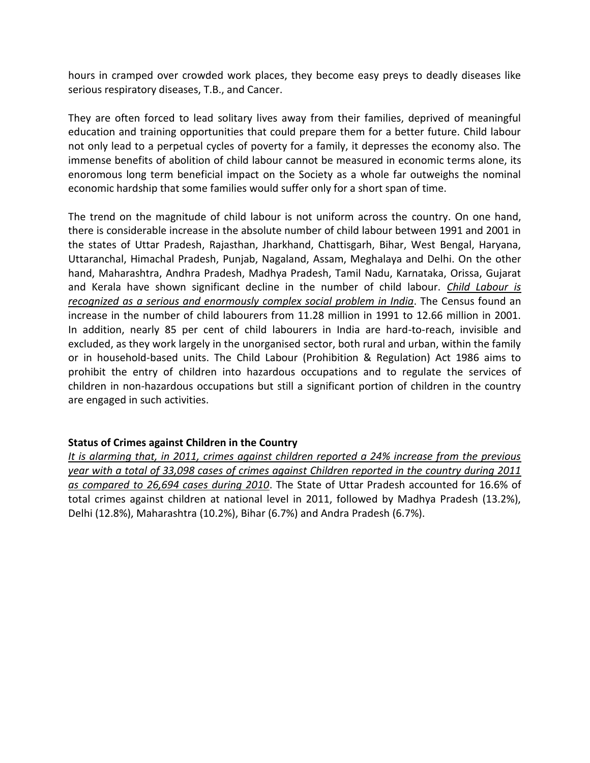hours in cramped over crowded work places, they become easy preys to deadly diseases like serious respiratory diseases, T.B., and Cancer.

They are often forced to lead solitary lives away from their families, deprived of meaningful education and training opportunities that could prepare them for a better future. Child labour not only lead to a perpetual cycles of poverty for a family, it depresses the economy also. The immense benefits of abolition of child labour cannot be measured in economic terms alone, its enoromous long term beneficial impact on the Society as a whole far outweighs the nominal economic hardship that some families would suffer only for a short span of time.

The trend on the magnitude of child labour is not uniform across the country. On one hand, there is considerable increase in the absolute number of child labour between 1991 and 2001 in the states of Uttar Pradesh, Rajasthan, Jharkhand, Chattisgarh, Bihar, West Bengal, Haryana, Uttaranchal, Himachal Pradesh, Punjab, Nagaland, Assam, Meghalaya and Delhi. On the other hand, Maharashtra, Andhra Pradesh, Madhya Pradesh, Tamil Nadu, Karnataka, Orissa, Gujarat and Kerala have shown significant decline in the number of child labour. <u>*Child Labour is recognized as a serious and enormously complex social problem in India*</u>. The Census found an increase in the number of child labourers from 11.28 million in 1991 to 12.66 million in 2001. In addition, nearly 85 per cent of child labourers in India are hard-to-reach, invisible and excluded, as they work largely in the unorganised sector, both rural and urban, within the family or in household-based units. The Child Labour (Prohibition & Regulation) Act 1986 aims to prohibit the entry of children into hazardous occupations and to regulate the services of children in non-hazardous occupations but still a significant portion of children in the country are engaged in such activities.

**Status of Crimes against Children in the Country**

<u>*It is alarming that, in 2011, crimes against children reported a 24% increase from the previous year with a total of 33,098 cases of crimes against Children reported in the country during 2011 as compared to 26,694 cases during 2010*</u>. The State of Uttar Pradesh accounted for 16.6% of total crimes against children at national level in 2011, followed by Madhya Pradesh (13.2%), Delhi (12.8%), Maharashtra (10.2%), Bihar (6.7%) and Andra Pradesh (6.7%).